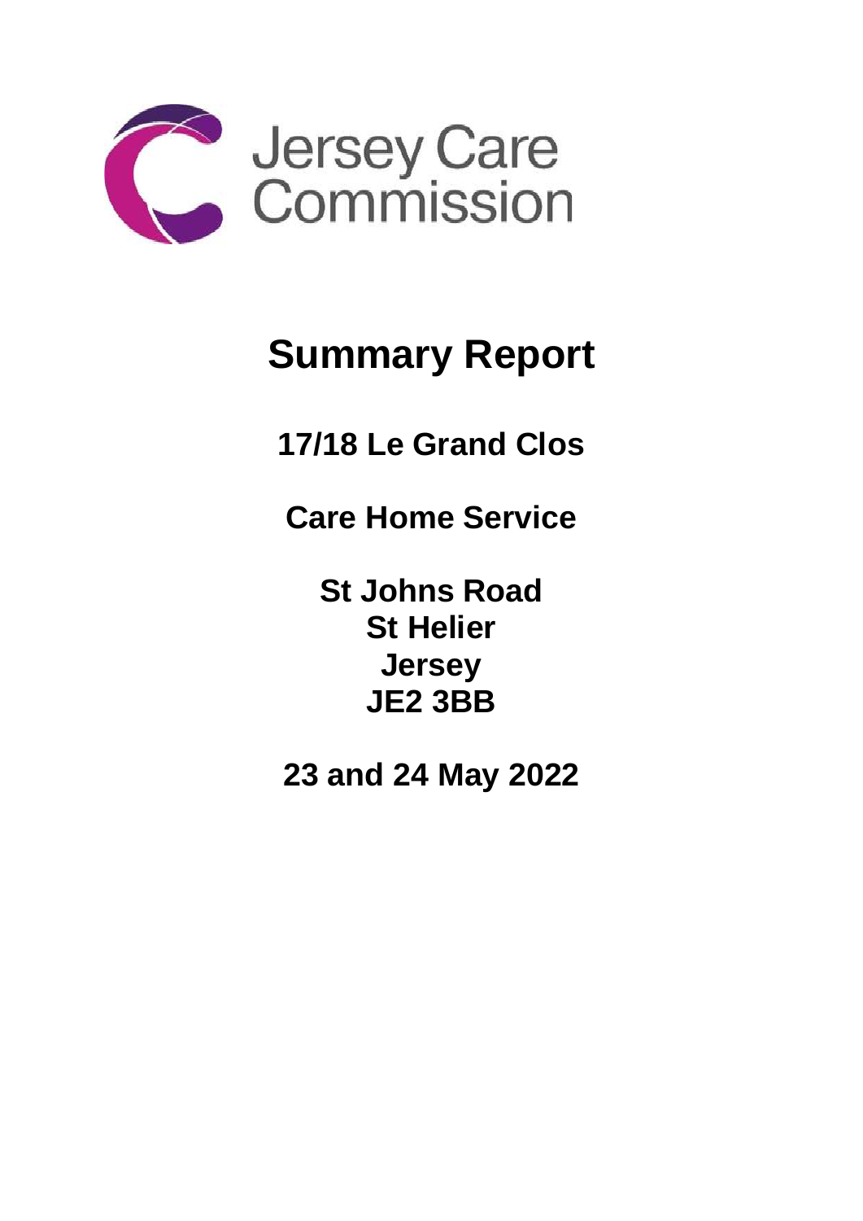Jersey Care Commission

# Summary Report

## 17/18 Le Grand Clos

## Care Home Service

## St Johns Road
## St Helier
## Jersey
## JE2 3BB

## 23 and 24 May 2022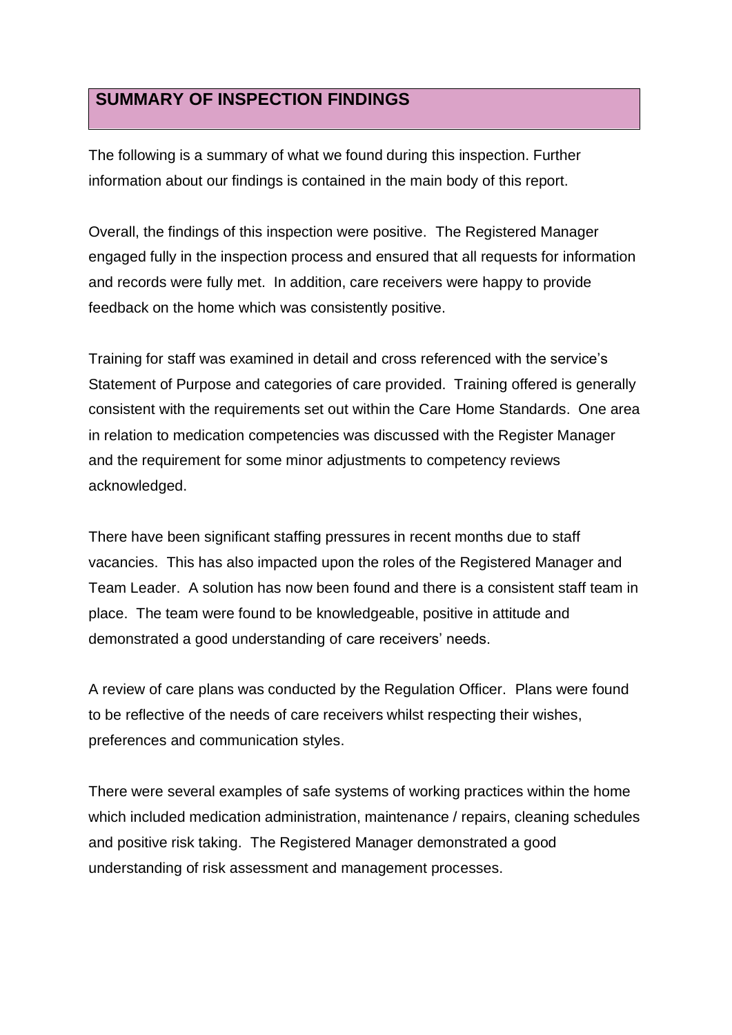## SUMMARY OF INSPECTION FINDINGS

The following is a summary of what we found during this inspection. Further information about our findings is contained in the main body of this report.

Overall, the findings of this inspection were positive. The Registered Manager engaged fully in the inspection process and ensured that all requests for information and records were fully met. In addition, care receivers were happy to provide feedback on the home which was consistently positive.

Training for staff was examined in detail and cross referenced with the service's Statement of Purpose and categories of care provided. Training offered is generally consistent with the requirements set out within the Care Home Standards. One area in relation to medication competencies was discussed with the Register Manager and the requirement for some minor adjustments to competency reviews acknowledged.

There have been significant staffing pressures in recent months due to staff vacancies. This has also impacted upon the roles of the Registered Manager and Team Leader. A solution has now been found and there is a consistent staff team in place. The team were found to be knowledgeable, positive in attitude and demonstrated a good understanding of care receivers' needs.

A review of care plans was conducted by the Regulation Officer. Plans were found to be reflective of the needs of care receivers whilst respecting their wishes, preferences and communication styles.

There were several examples of safe systems of working practices within the home which included medication administration, maintenance / repairs, cleaning schedules and positive risk taking. The Registered Manager demonstrated a good understanding of risk assessment and management processes.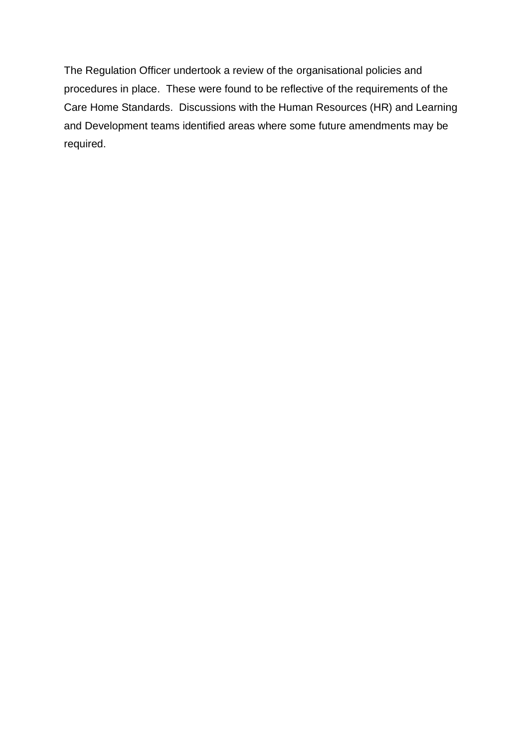The Regulation Officer undertook a review of the organisational policies and procedures in place. These were found to be reflective of the requirements of the Care Home Standards. Discussions with the Human Resources (HR) and Learning and Development teams identified areas where some future amendments may be required.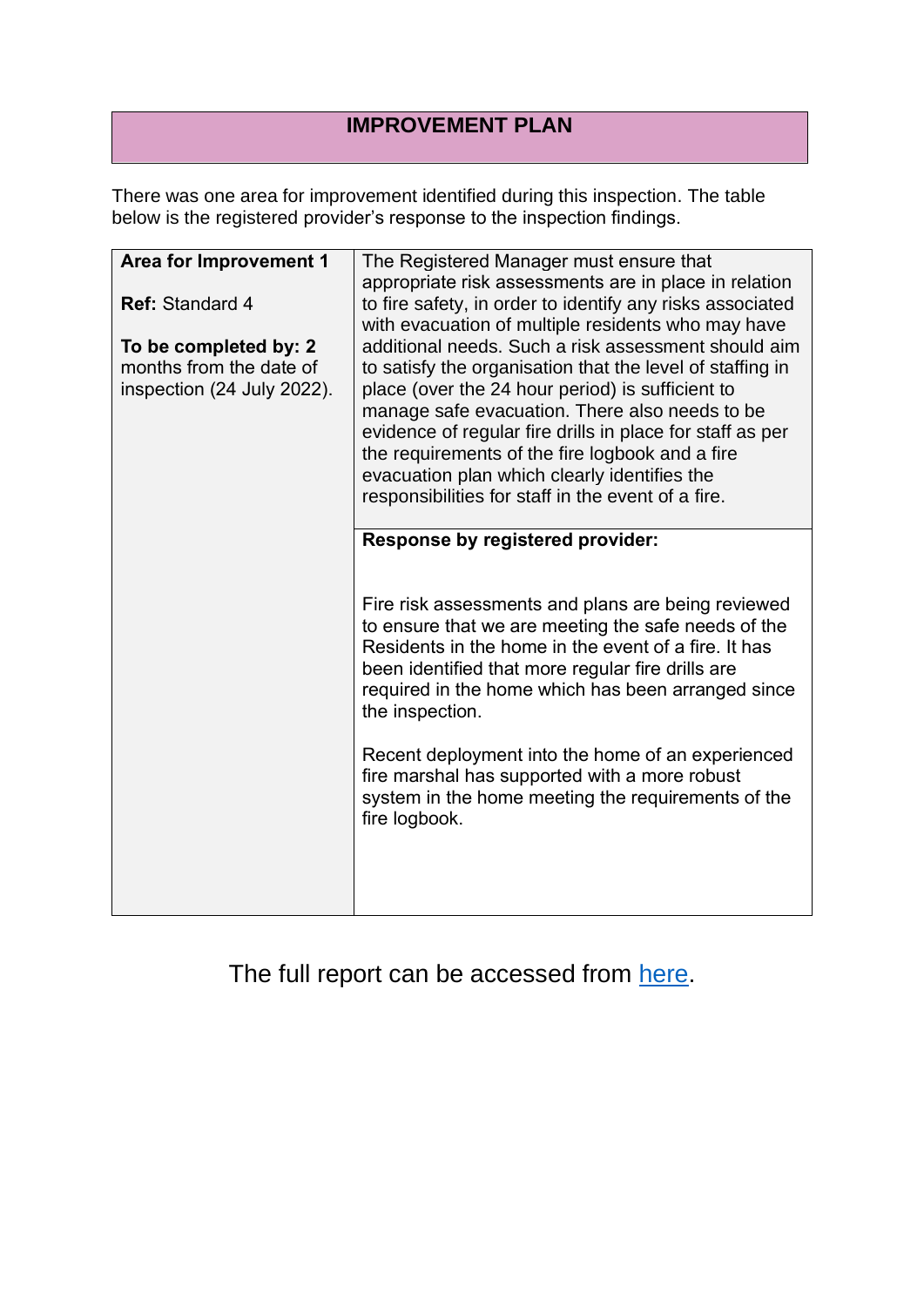# IMPROVEMENT PLAN

There was one area for improvement identified during this inspection. The table below is the registered provider's response to the inspection findings.

| | |
|---|---|
| **Area for Improvement 1**<br><br>**Ref:** Standard 4<br><br>**To be completed by: 2** months from the date of inspection (24 July 2022). | The Registered Manager must ensure that appropriate risk assessments are in place in relation to fire safety, in order to identify any risks associated with evacuation of multiple residents who may have additional needs. Such a risk assessment should aim to satisfy the organisation that the level of staffing in place (over the 24 hour period) is sufficient to manage safe evacuation. There also needs to be evidence of regular fire drills in place for staff as per the requirements of the fire logbook and a fire evacuation plan which clearly identifies the responsibilities for staff in the event of a fire. |
| | **Response by registered provider:**<br><br>Fire risk assessments and plans are being reviewed to ensure that we are meeting the safe needs of the Residents in the home in the event of a fire. It has been identified that more regular fire drills are required in the home which has been arranged since the inspection.<br><br>Recent deployment into the home of an experienced fire marshal has supported with a more robust system in the home meeting the requirements of the fire logbook. |

The full report can be accessed from here.